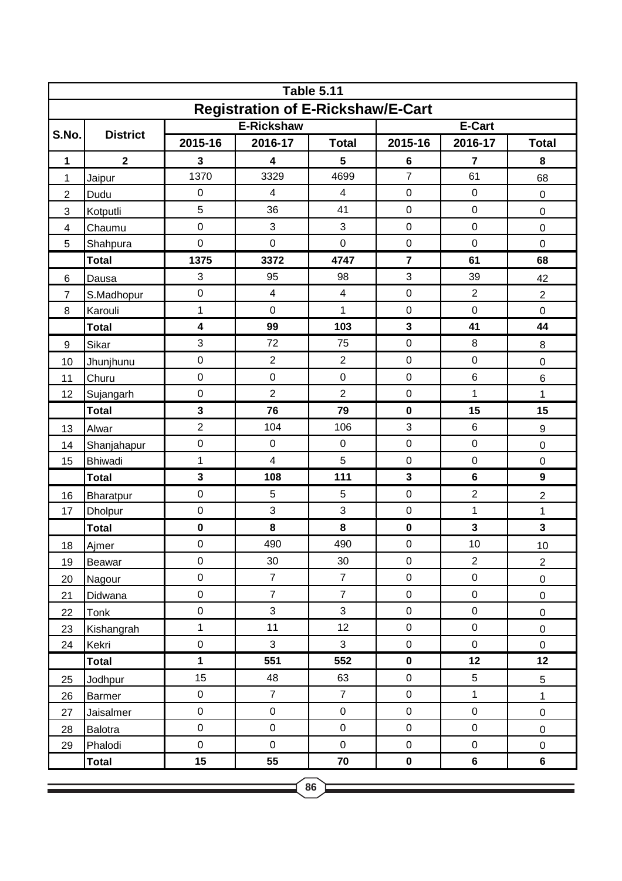## Table 5.11

### Registration of E-Rickshaw/E-Cart

| S.No. | District | E-Rickshaw | | | E-Cart | | |
|---|---|---|---|---|---|---|---|
| | | 2015-16 | 2016-17 | Total | 2015-16 | 2016-17 | Total |
| **1** | **2** | **3** | **4** | **5** | **6** | **7** | **8** |
| 1 | Jaipur | 1370 | 3329 | 4699 | 7 | 61 | 68 |
| 2 | Dudu | 0 | 4 | 4 | 0 | 0 | 0 |
| 3 | Kotputli | 5 | 36 | 41 | 0 | 0 | 0 |
| 4 | Chaumu | 0 | 3 | 3 | 0 | 0 | 0 |
| 5 | Shahpura | 0 | 0 | 0 | 0 | 0 | 0 |
| | **Total** | **1375** | **3372** | **4747** | **7** | **61** | **68** |
| 6 | Dausa | 3 | 95 | 98 | 3 | 39 | 42 |
| 7 | S.Madhopur | 0 | 4 | 4 | 0 | 2 | 2 |
| 8 | Karouli | 1 | 0 | 1 | 0 | 0 | 0 |
| | **Total** | **4** | **99** | **103** | **3** | **41** | **44** |
| 9 | Sikar | 3 | 72 | 75 | 0 | 8 | 8 |
| 10 | Jhunjhunu | 0 | 2 | 2 | 0 | 0 | 0 |
| 11 | Churu | 0 | 0 | 0 | 0 | 6 | 6 |
| 12 | Sujangarh | 0 | 2 | 2 | 0 | 1 | 1 |
| | **Total** | **3** | **76** | **79** | **0** | **15** | **15** |
| 13 | Alwar | 2 | 104 | 106 | 3 | 6 | 9 |
| 14 | Shanjahapur | 0 | 0 | 0 | 0 | 0 | 0 |
| 15 | Bhiwadi | 1 | 4 | 5 | 0 | 0 | 0 |
| | **Total** | **3** | **108** | **111** | **3** | **6** | **9** |
| 16 | Bharatpur | 0 | 5 | 5 | 0 | 2 | 2 |
| 17 | Dholpur | 0 | 3 | 3 | 0 | 1 | 1 |
| | **Total** | **0** | **8** | **8** | **0** | **3** | **3** |
| 18 | Ajmer | 0 | 490 | 490 | 0 | 10 | 10 |
| 19 | Beawar | 0 | 30 | 30 | 0 | 2 | 2 |
| 20 | Nagour | 0 | 7 | 7 | 0 | 0 | 0 |
| 21 | Didwana | 0 | 7 | 7 | 0 | 0 | 0 |
| 22 | Tonk | 0 | 3 | 3 | 0 | 0 | 0 |
| 23 | Kishangrah | 1 | 11 | 12 | 0 | 0 | 0 |
| 24 | Kekri | 0 | 3 | 3 | 0 | 0 | 0 |
| | **Total** | **1** | **551** | **552** | **0** | **12** | **12** |
| 25 | Jodhpur | 15 | 48 | 63 | 0 | 5 | 5 |
| 26 | Barmer | 0 | 7 | 7 | 0 | 1 | 1 |
| 27 | Jaisalmer | 0 | 0 | 0 | 0 | 0 | 0 |
| 28 | Balotra | 0 | 0 | 0 | 0 | 0 | 0 |
| 29 | Phalodi | 0 | 0 | 0 | 0 | 0 | 0 |
| | **Total** | **15** | **55** | **70** | **0** | **6** | **6** |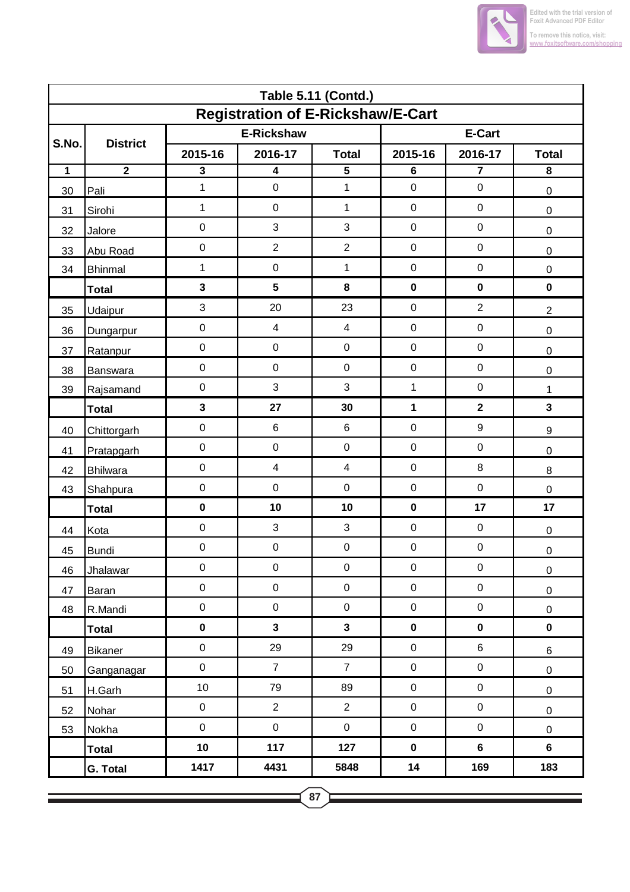| Table 5.11 (Contd.) | | | | | | | |
|---|---|---|---|---|---|---|---|
| **Registration of E-Rickshaw/E-Cart** | | | | | | | |
| S.No. | District | E-Rickshaw | | | E-Cart | | |
| | | 2015-16 | 2016-17 | Total | 2015-16 | 2016-17 | Total |
| 1 | 2 | 3 | 4 | 5 | 6 | 7 | 8 |
| 30 | Pali | 1 | 0 | 1 | 0 | 0 | 0 |
| 31 | Sirohi | 1 | 0 | 1 | 0 | 0 | 0 |
| 32 | Jalore | 0 | 3 | 3 | 0 | 0 | 0 |
| 33 | Abu Road | 0 | 2 | 2 | 0 | 0 | 0 |
| 34 | Bhinmal | 1 | 0 | 1 | 0 | 0 | 0 |
| | **Total** | **3** | **5** | **8** | **0** | **0** | **0** |
| 35 | Udaipur | 3 | 20 | 23 | 0 | 2 | 2 |
| 36 | Dungarpur | 0 | 4 | 4 | 0 | 0 | 0 |
| 37 | Ratanpur | 0 | 0 | 0 | 0 | 0 | 0 |
| 38 | Banswara | 0 | 0 | 0 | 0 | 0 | 0 |
| 39 | Rajsamand | 0 | 3 | 3 | 1 | 0 | 1 |
| | **Total** | **3** | **27** | **30** | **1** | **2** | **3** |
| 40 | Chittorgarh | 0 | 6 | 6 | 0 | 9 | 9 |
| 41 | Pratapgarh | 0 | 0 | 0 | 0 | 0 | 0 |
| 42 | Bhilwara | 0 | 4 | 4 | 0 | 8 | 8 |
| 43 | Shahpura | 0 | 0 | 0 | 0 | 0 | 0 |
| | **Total** | **0** | **10** | **10** | **0** | **17** | **17** |
| 44 | Kota | 0 | 3 | 3 | 0 | 0 | 0 |
| 45 | Bundi | 0 | 0 | 0 | 0 | 0 | 0 |
| 46 | Jhalawar | 0 | 0 | 0 | 0 | 0 | 0 |
| 47 | Baran | 0 | 0 | 0 | 0 | 0 | 0 |
| 48 | R.Mandi | 0 | 0 | 0 | 0 | 0 | 0 |
| | **Total** | **0** | **3** | **3** | **0** | **0** | **0** |
| 49 | Bikaner | 0 | 29 | 29 | 0 | 6 | 6 |
| 50 | Ganganagar | 0 | 7 | 7 | 0 | 0 | 0 |
| 51 | H.Garh | 10 | 79 | 89 | 0 | 0 | 0 |
| 52 | Nohar | 0 | 2 | 2 | 0 | 0 | 0 |
| 53 | Nokha | 0 | 0 | 0 | 0 | 0 | 0 |
| | **Total** | **10** | **117** | **127** | **0** | **6** | **6** |
| | **G. Total** | **1417** | **4431** | **5848** | **14** | **169** | **183** |